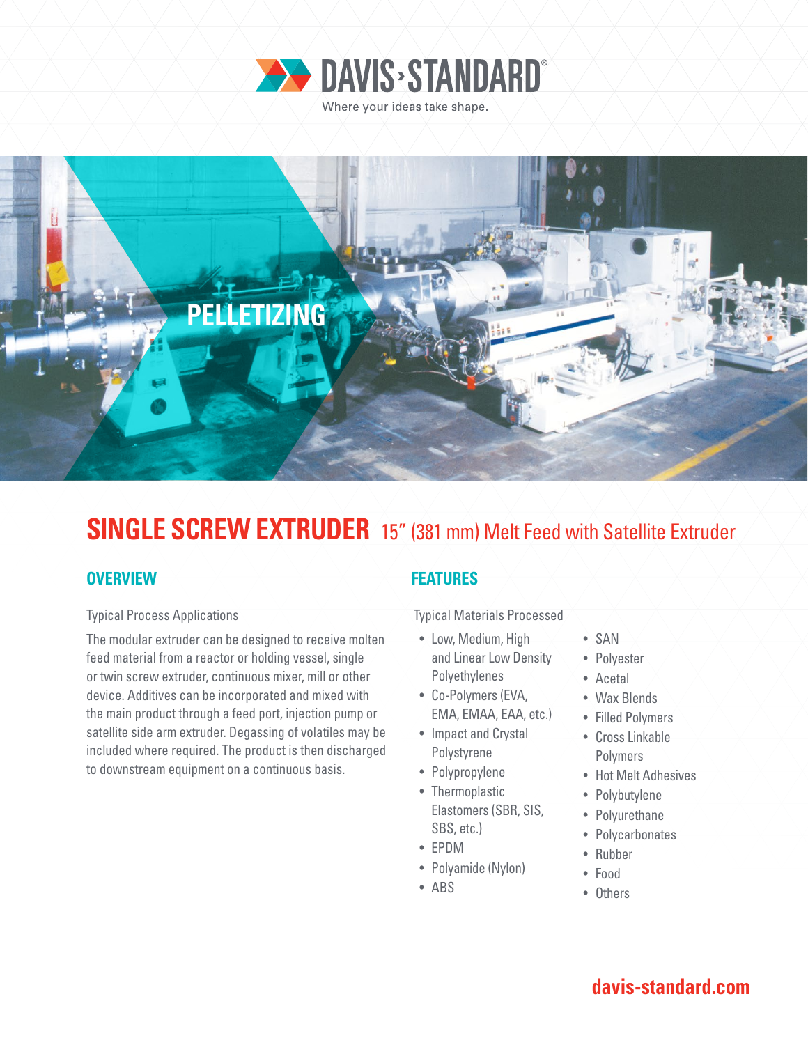DAVIS·STANDARD®

Where your ideas take shape.

PELLETIZING

# SINGLE SCREW EXTRUDER 15" (381 mm) Melt Feed with Satellite Extruder

## OVERVIEW

Typical Process Applications

The modular extruder can be designed to receive molten feed material from a reactor or holding vessel, single or twin screw extruder, continuous mixer, mill or other device. Additives can be incorporated and mixed with the main product through a feed port, injection pump or satellite side arm extruder. Degassing of volatiles may be included where required. The product is then discharged to downstream equipment on a continuous basis.

## FEATURES

Typical Materials Processed

- Low, Medium, High and Linear Low Density Polyethylenes
- Co-Polymers (EVA, EMA, EMAA, EAA, etc.)
- Impact and Crystal Polystyrene
- Polypropylene
- Thermoplastic Elastomers (SBR, SIS, SBS, etc.)
- EPDM
- Polyamide (Nylon)
- ABS
- SAN
- Polyester
- Acetal
- Wax Blends
- Filled Polymers
- Cross Linkable Polymers
- Hot Melt Adhesives
- Polybutylene
- Polyurethane
- Polycarbonates
- Rubber
- Food
- Others

davis-standard.com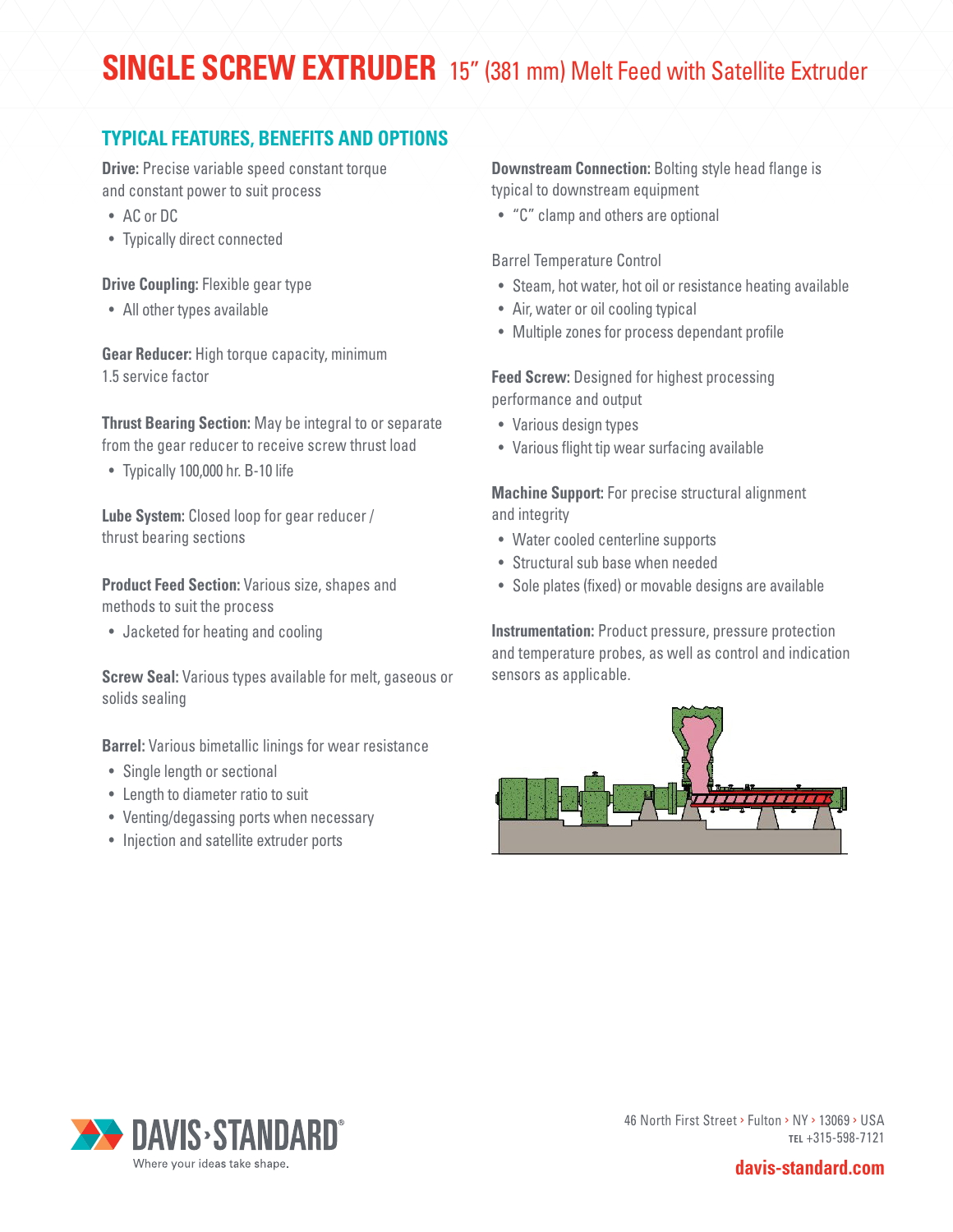# SINGLE SCREW EXTRUDER 15" (381 mm) Melt Feed with Satellite Extruder

## TYPICAL FEATURES, BENEFITS AND OPTIONS

**Drive:** Precise variable speed constant torque and constant power to suit process

- AC or DC
- Typically direct connected

**Drive Coupling:** Flexible gear type

- All other types available

**Gear Reducer:** High torque capacity, minimum 1.5 service factor

**Thrust Bearing Section:** May be integral to or separate from the gear reducer to receive screw thrust load

- Typically 100,000 hr. B-10 life

**Lube System:** Closed loop for gear reducer / thrust bearing sections

**Product Feed Section:** Various size, shapes and methods to suit the process

- Jacketed for heating and cooling

**Screw Seal:** Various types available for melt, gaseous or solids sealing

**Barrel:** Various bimetallic linings for wear resistance

- Single length or sectional
- Length to diameter ratio to suit
- Venting/degassing ports when necessary
- Injection and satellite extruder ports

**Downstream Connection:** Bolting style head flange is typical to downstream equipment

- "C" clamp and others are optional

Barrel Temperature Control

- Steam, hot water, hot oil or resistance heating available
- Air, water or oil cooling typical
- Multiple zones for process dependant profile

**Feed Screw:** Designed for highest processing performance and output

- Various design types
- Various flight tip wear surfacing available

**Machine Support:** For precise structural alignment and integrity

- Water cooled centerline supports
- Structural sub base when needed
- Sole plates (fixed) or movable designs are available

**Instrumentation:** Product pressure, pressure protection and temperature probes, as well as control and indication sensors as applicable.

DAVIS-STANDARD®
Where your ideas take shape.

46 North First Street › Fulton › NY › 13069 › USA
TEL +315-598-7121

davis-standard.com